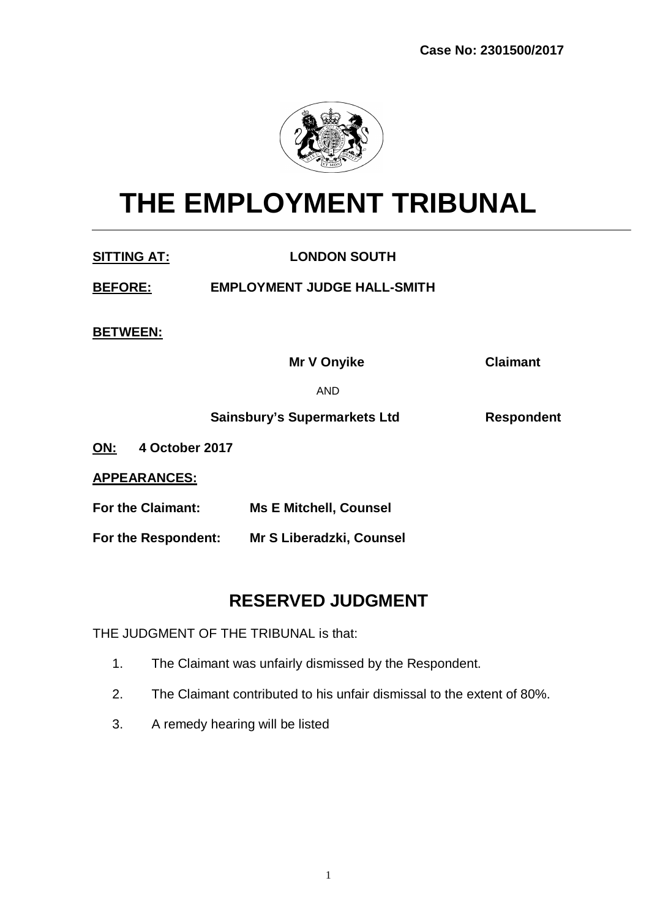**Case No: 2301500/2017**

# THE EMPLOYMENT TRIBUNAL

**SITTING AT:** **LONDON SOUTH**

**BEFORE:** **EMPLOYMENT JUDGE HALL-SMITH**

**BETWEEN:**

**Mr V Onyike** **Claimant**

AND

**Sainsbury's Supermarkets Ltd** **Respondent**

**ON:** **4 October 2017**

**APPEARANCES:**

**For the Claimant:** **Ms E Mitchell, Counsel**

**For the Respondent:** **Mr S Liberadzki, Counsel**

## RESERVED JUDGMENT

THE JUDGMENT OF THE TRIBUNAL is that:

1. The Claimant was unfairly dismissed by the Respondent.
2. The Claimant contributed to his unfair dismissal to the extent of 80%.
3. A remedy hearing will be listed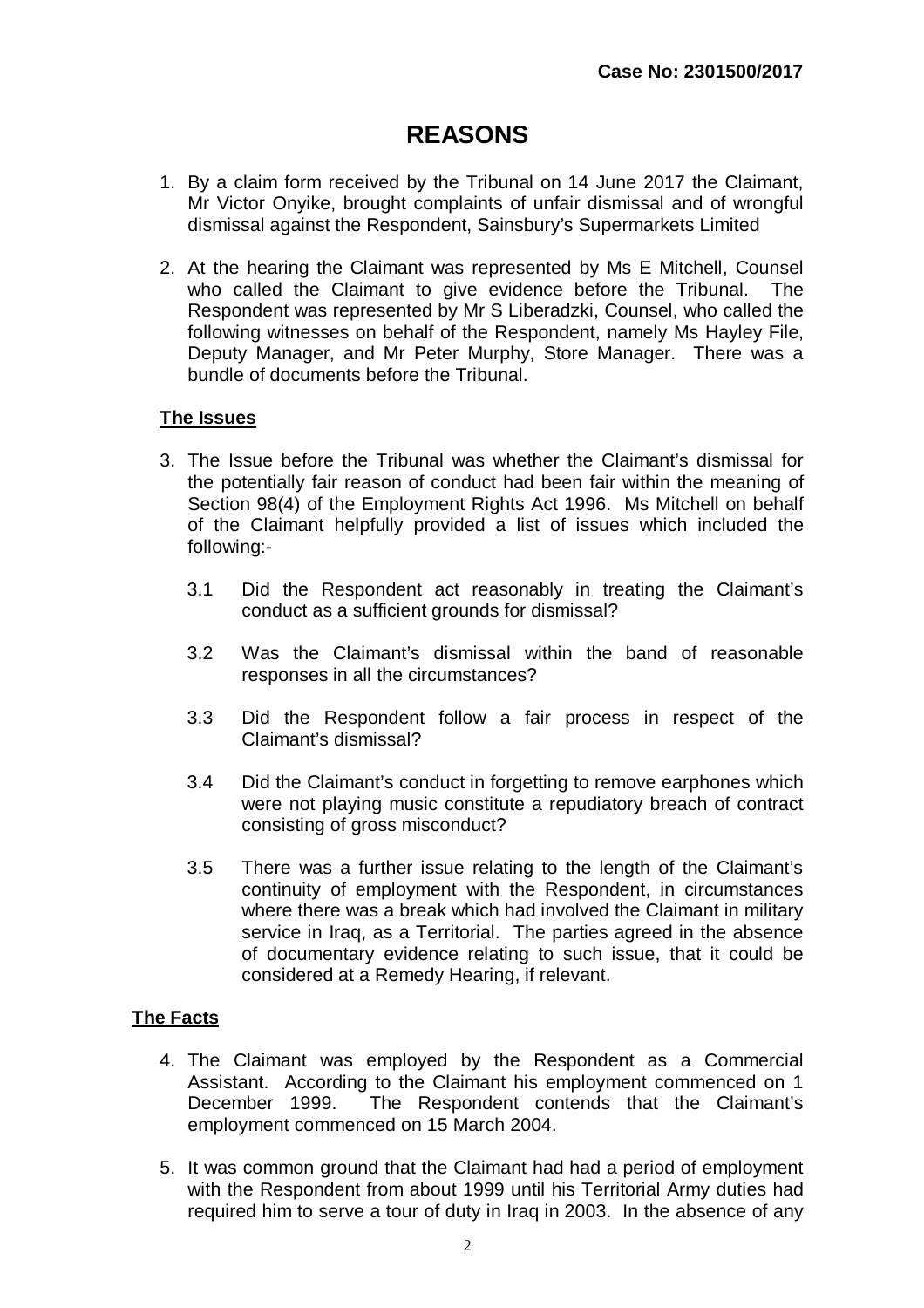**Case No: 2301500/2017**

# REASONS

1. By a claim form received by the Tribunal on 14 June 2017 the Claimant, Mr Victor Onyike, brought complaints of unfair dismissal and of wrongful dismissal against the Respondent, Sainsbury's Supermarkets Limited

2. At the hearing the Claimant was represented by Ms E Mitchell, Counsel who called the Claimant to give evidence before the Tribunal. The Respondent was represented by Mr S Liberadzki, Counsel, who called the following witnesses on behalf of the Respondent, namely Ms Hayley File, Deputy Manager, and Mr Peter Murphy, Store Manager. There was a bundle of documents before the Tribunal.

## The Issues

3. The Issue before the Tribunal was whether the Claimant's dismissal for the potentially fair reason of conduct had been fair within the meaning of Section 98(4) of the Employment Rights Act 1996. Ms Mitchell on behalf of the Claimant helpfully provided a list of issues which included the following:-

   3.1 Did the Respondent act reasonably in treating the Claimant's conduct as a sufficient grounds for dismissal?

   3.2 Was the Claimant's dismissal within the band of reasonable responses in all the circumstances?

   3.3 Did the Respondent follow a fair process in respect of the Claimant's dismissal?

   3.4 Did the Claimant's conduct in forgetting to remove earphones which were not playing music constitute a repudiatory breach of contract consisting of gross misconduct?

   3.5 There was a further issue relating to the length of the Claimant's continuity of employment with the Respondent, in circumstances where there was a break which had involved the Claimant in military service in Iraq, as a Territorial. The parties agreed in the absence of documentary evidence relating to such issue, that it could be considered at a Remedy Hearing, if relevant.

## The Facts

4. The Claimant was employed by the Respondent as a Commercial Assistant. According to the Claimant his employment commenced on 1 December 1999. The Respondent contends that the Claimant's employment commenced on 15 March 2004.

5. It was common ground that the Claimant had had a period of employment with the Respondent from about 1999 until his Territorial Army duties had required him to serve a tour of duty in Iraq in 2003. In the absence of any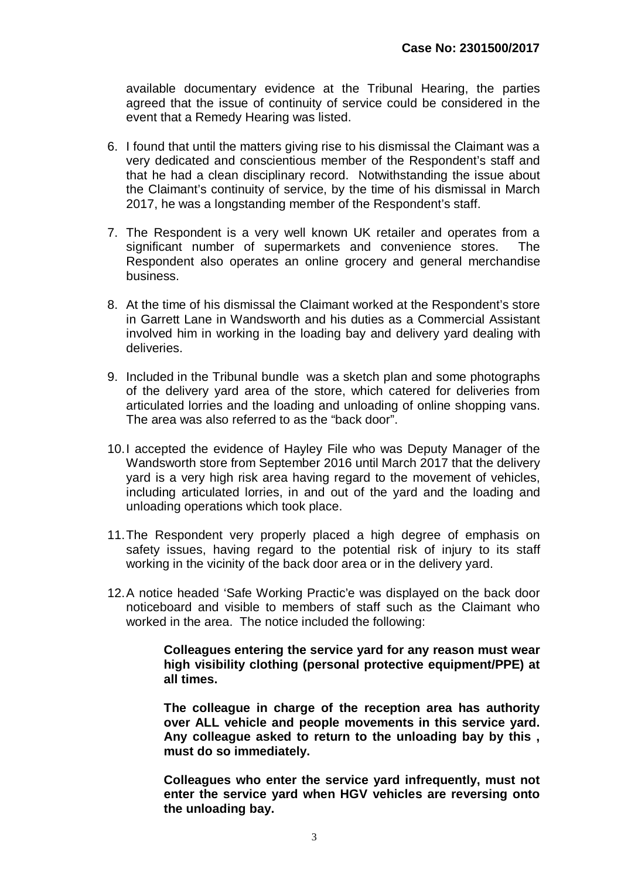available documentary evidence at the Tribunal Hearing, the parties agreed that the issue of continuity of service could be considered in the event that a Remedy Hearing was listed.

6. I found that until the matters giving rise to his dismissal the Claimant was a very dedicated and conscientious member of the Respondent's staff and that he had a clean disciplinary record. Notwithstanding the issue about the Claimant's continuity of service, by the time of his dismissal in March 2017, he was a longstanding member of the Respondent's staff.

7. The Respondent is a very well known UK retailer and operates from a significant number of supermarkets and convenience stores. The Respondent also operates an online grocery and general merchandise business.

8. At the time of his dismissal the Claimant worked at the Respondent's store in Garrett Lane in Wandsworth and his duties as a Commercial Assistant involved him in working in the loading bay and delivery yard dealing with deliveries.

9. Included in the Tribunal bundle was a sketch plan and some photographs of the delivery yard area of the store, which catered for deliveries from articulated lorries and the loading and unloading of online shopping vans. The area was also referred to as the "back door".

10. I accepted the evidence of Hayley File who was Deputy Manager of the Wandsworth store from September 2016 until March 2017 that the delivery yard is a very high risk area having regard to the movement of vehicles, including articulated lorries, in and out of the yard and the loading and unloading operations which took place.

11. The Respondent very properly placed a high degree of emphasis on safety issues, having regard to the potential risk of injury to its staff working in the vicinity of the back door area or in the delivery yard.

12. A notice headed 'Safe Working Practic'e was displayed on the back door noticeboard and visible to members of staff such as the Claimant who worked in the area. The notice included the following:

    **Colleagues entering the service yard for any reason must wear high visibility clothing (personal protective equipment/PPE) at all times.**

    **The colleague in charge of the reception area has authority over ALL vehicle and people movements in this service yard. Any colleague asked to return to the unloading bay by this , must do so immediately.**

    **Colleagues who enter the service yard infrequently, must not enter the service yard when HGV vehicles are reversing onto the unloading bay.**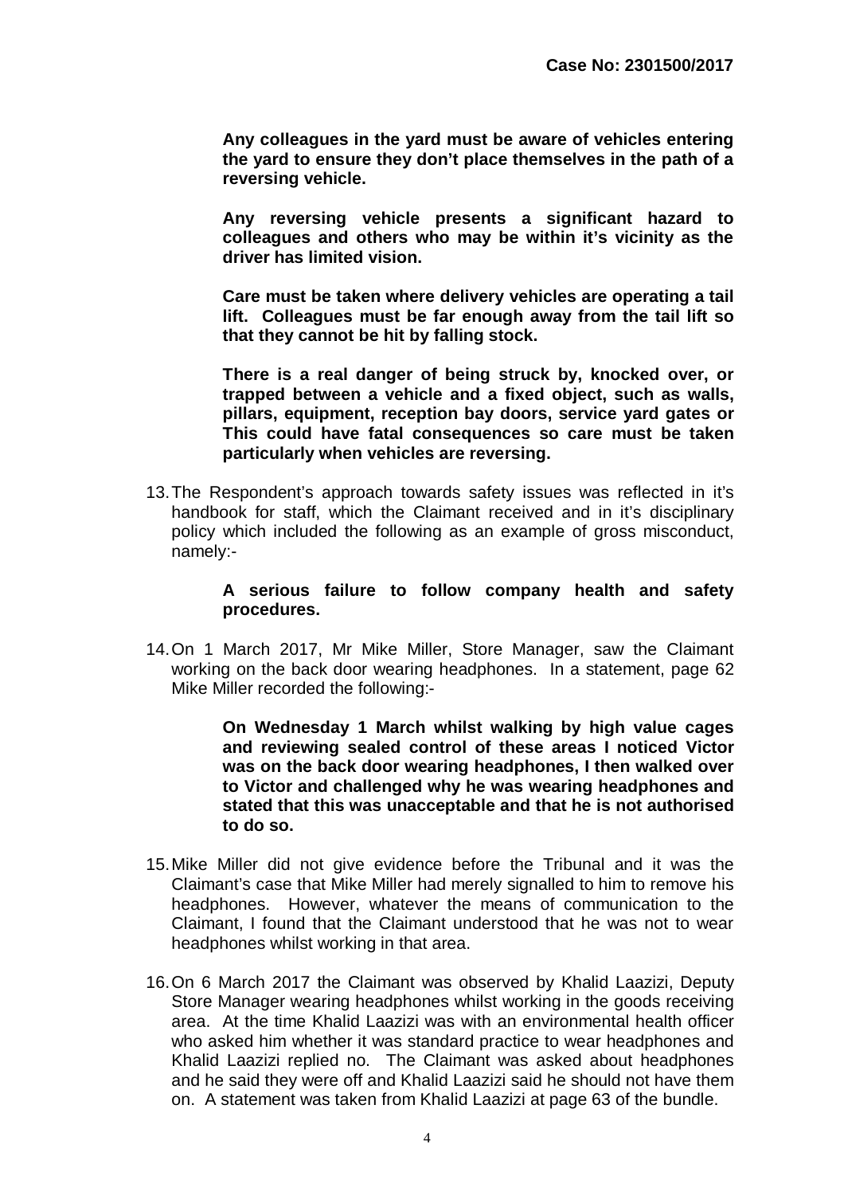> **Any colleagues in the yard must be aware of vehicles entering the yard to ensure they don't place themselves in the path of a reversing vehicle.**
>
> **Any reversing vehicle presents a significant hazard to colleagues and others who may be within it's vicinity as the driver has limited vision.**
>
> **Care must be taken where delivery vehicles are operating a tail lift. Colleagues must be far enough away from the tail lift so that they cannot be hit by falling stock.**
>
> **There is a real danger of being struck by, knocked over, or trapped between a vehicle and a fixed object, such as walls, pillars, equipment, reception bay doors, service yard gates or This could have fatal consequences so care must be taken particularly when vehicles are reversing.**

13. The Respondent's approach towards safety issues was reflected in it's handbook for staff, which the Claimant received and in it's disciplinary policy which included the following as an example of gross misconduct, namely:-

> **A serious failure to follow company health and safety procedures.**

14. On 1 March 2017, Mr Mike Miller, Store Manager, saw the Claimant working on the back door wearing headphones. In a statement, page 62 Mike Miller recorded the following:-

> **On Wednesday 1 March whilst walking by high value cages and reviewing sealed control of these areas I noticed Victor was on the back door wearing headphones, I then walked over to Victor and challenged why he was wearing headphones and stated that this was unacceptable and that he is not authorised to do so.**

15. Mike Miller did not give evidence before the Tribunal and it was the Claimant's case that Mike Miller had merely signalled to him to remove his headphones. However, whatever the means of communication to the Claimant, I found that the Claimant understood that he was not to wear headphones whilst working in that area.

16. On 6 March 2017 the Claimant was observed by Khalid Laazizi, Deputy Store Manager wearing headphones whilst working in the goods receiving area. At the time Khalid Laazizi was with an environmental health officer who asked him whether it was standard practice to wear headphones and Khalid Laazizi replied no. The Claimant was asked about headphones and he said they were off and Khalid Laazizi said he should not have them on. A statement was taken from Khalid Laazizi at page 63 of the bundle.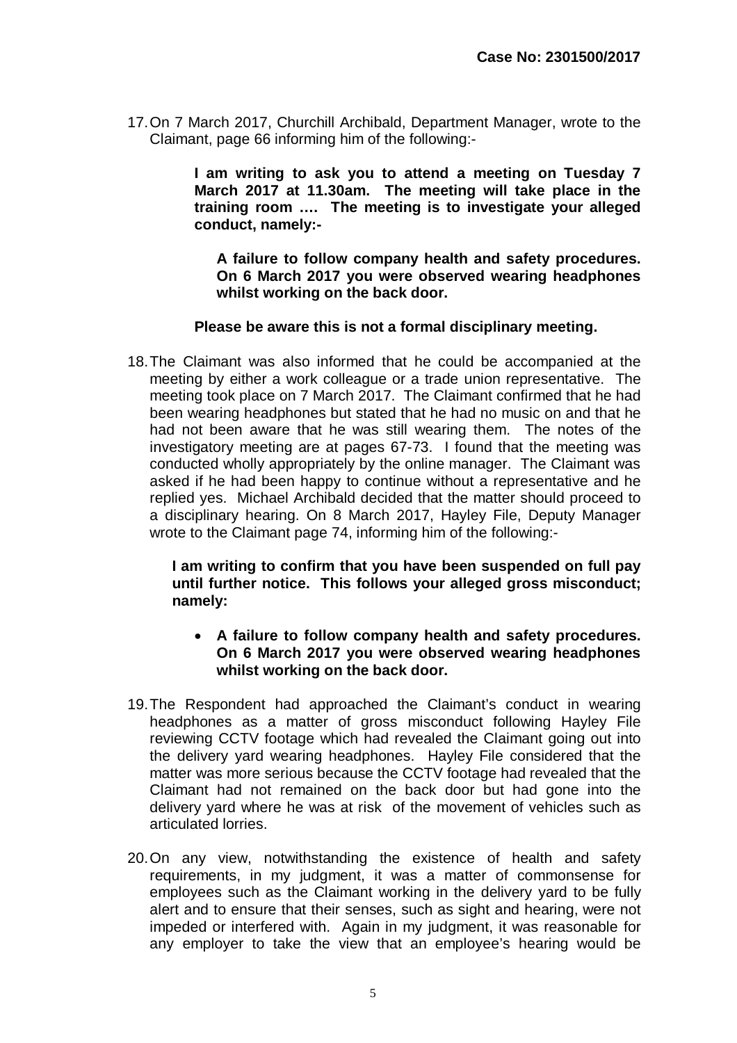17. On 7 March 2017, Churchill Archibald, Department Manager, wrote to the Claimant, page 66 informing him of the following:-

> **I am writing to ask you to attend a meeting on Tuesday 7 March 2017 at 11.30am. The meeting will take place in the training room …. The meeting is to investigate your alleged conduct, namely:-**
>
> > **A failure to follow company health and safety procedures. On 6 March 2017 you were observed wearing headphones whilst working on the back door.**
>
> **Please be aware this is not a formal disciplinary meeting.**

18. The Claimant was also informed that he could be accompanied at the meeting by either a work colleague or a trade union representative. The meeting took place on 7 March 2017. The Claimant confirmed that he had been wearing headphones but stated that he had no music on and that he had not been aware that he was still wearing them. The notes of the investigatory meeting are at pages 67-73. I found that the meeting was conducted wholly appropriately by the online manager. The Claimant was asked if he had been happy to continue without a representative and he replied yes. Michael Archibald decided that the matter should proceed to a disciplinary hearing. On 8 March 2017, Hayley File, Deputy Manager wrote to the Claimant page 74, informing him of the following:-

> **I am writing to confirm that you have been suspended on full pay until further notice. This follows your alleged gross misconduct; namely:**
>
> - **A failure to follow company health and safety procedures. On 6 March 2017 you were observed wearing headphones whilst working on the back door.**

19. The Respondent had approached the Claimant's conduct in wearing headphones as a matter of gross misconduct following Hayley File reviewing CCTV footage which had revealed the Claimant going out into the delivery yard wearing headphones. Hayley File considered that the matter was more serious because the CCTV footage had revealed that the Claimant had not remained on the back door but had gone into the delivery yard where he was at risk of the movement of vehicles such as articulated lorries.

20. On any view, notwithstanding the existence of health and safety requirements, in my judgment, it was a matter of commonsense for employees such as the Claimant working in the delivery yard to be fully alert and to ensure that their senses, such as sight and hearing, were not impeded or interfered with. Again in my judgment, it was reasonable for any employer to take the view that an employee's hearing would be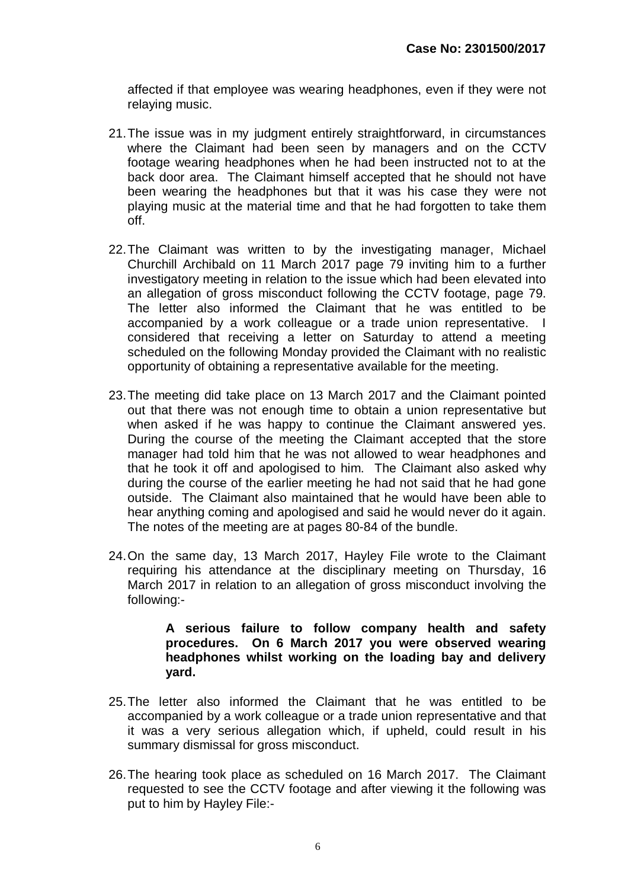affected if that employee was wearing headphones, even if they were not relaying music.

21. The issue was in my judgment entirely straightforward, in circumstances where the Claimant had been seen by managers and on the CCTV footage wearing headphones when he had been instructed not to at the back door area. The Claimant himself accepted that he should not have been wearing the headphones but that it was his case they were not playing music at the material time and that he had forgotten to take them off.

22. The Claimant was written to by the investigating manager, Michael Churchill Archibald on 11 March 2017 page 79 inviting him to a further investigatory meeting in relation to the issue which had been elevated into an allegation of gross misconduct following the CCTV footage, page 79. The letter also informed the Claimant that he was entitled to be accompanied by a work colleague or a trade union representative. I considered that receiving a letter on Saturday to attend a meeting scheduled on the following Monday provided the Claimant with no realistic opportunity of obtaining a representative available for the meeting.

23. The meeting did take place on 13 March 2017 and the Claimant pointed out that there was not enough time to obtain a union representative but when asked if he was happy to continue the Claimant answered yes. During the course of the meeting the Claimant accepted that the store manager had told him that he was not allowed to wear headphones and that he took it off and apologised to him. The Claimant also asked why during the course of the earlier meeting he had not said that he had gone outside. The Claimant also maintained that he would have been able to hear anything coming and apologised and said he would never do it again. The notes of the meeting are at pages 80-84 of the bundle.

24. On the same day, 13 March 2017, Hayley File wrote to the Claimant requiring his attendance at the disciplinary meeting on Thursday, 16 March 2017 in relation to an allegation of gross misconduct involving the following:-

> **A serious failure to follow company health and safety procedures. On 6 March 2017 you were observed wearing headphones whilst working on the loading bay and delivery yard.**

25. The letter also informed the Claimant that he was entitled to be accompanied by a work colleague or a trade union representative and that it was a very serious allegation which, if upheld, could result in his summary dismissal for gross misconduct.

26. The hearing took place as scheduled on 16 March 2017. The Claimant requested to see the CCTV footage and after viewing it the following was put to him by Hayley File:-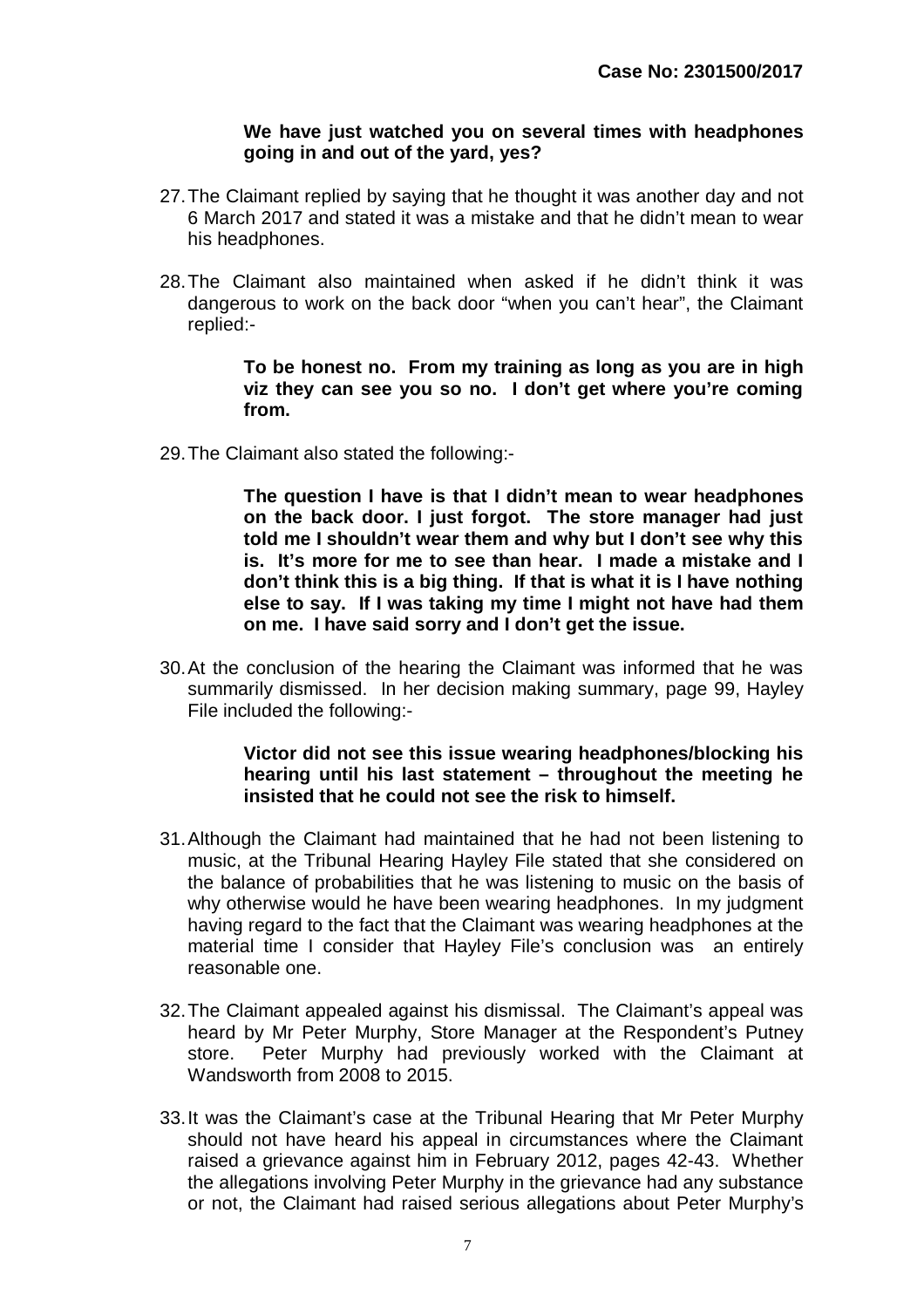> **We have just watched you on several times with headphones going in and out of the yard, yes?**

27. The Claimant replied by saying that he thought it was another day and not 6 March 2017 and stated it was a mistake and that he didn't mean to wear his headphones.

28. The Claimant also maintained when asked if he didn't think it was dangerous to work on the back door "when you can't hear", the Claimant replied:-

> **To be honest no. From my training as long as you are in high viz they can see you so no. I don't get where you're coming from.**

29. The Claimant also stated the following:-

> **The question I have is that I didn't mean to wear headphones on the back door. I just forgot. The store manager had just told me I shouldn't wear them and why but I don't see why this is. It's more for me to see than hear. I made a mistake and I don't think this is a big thing. If that is what it is I have nothing else to say. If I was taking my time I might not have had them on me. I have said sorry and I don't get the issue.**

30. At the conclusion of the hearing the Claimant was informed that he was summarily dismissed. In her decision making summary, page 99, Hayley File included the following:-

> **Victor did not see this issue wearing headphones/blocking his hearing until his last statement – throughout the meeting he insisted that he could not see the risk to himself.**

31. Although the Claimant had maintained that he had not been listening to music, at the Tribunal Hearing Hayley File stated that she considered on the balance of probabilities that he was listening to music on the basis of why otherwise would he have been wearing headphones. In my judgment having regard to the fact that the Claimant was wearing headphones at the material time I consider that Hayley File's conclusion was an entirely reasonable one.

32. The Claimant appealed against his dismissal. The Claimant's appeal was heard by Mr Peter Murphy, Store Manager at the Respondent's Putney store. Peter Murphy had previously worked with the Claimant at Wandsworth from 2008 to 2015.

33. It was the Claimant's case at the Tribunal Hearing that Mr Peter Murphy should not have heard his appeal in circumstances where the Claimant raised a grievance against him in February 2012, pages 42-43. Whether the allegations involving Peter Murphy in the grievance had any substance or not, the Claimant had raised serious allegations about Peter Murphy's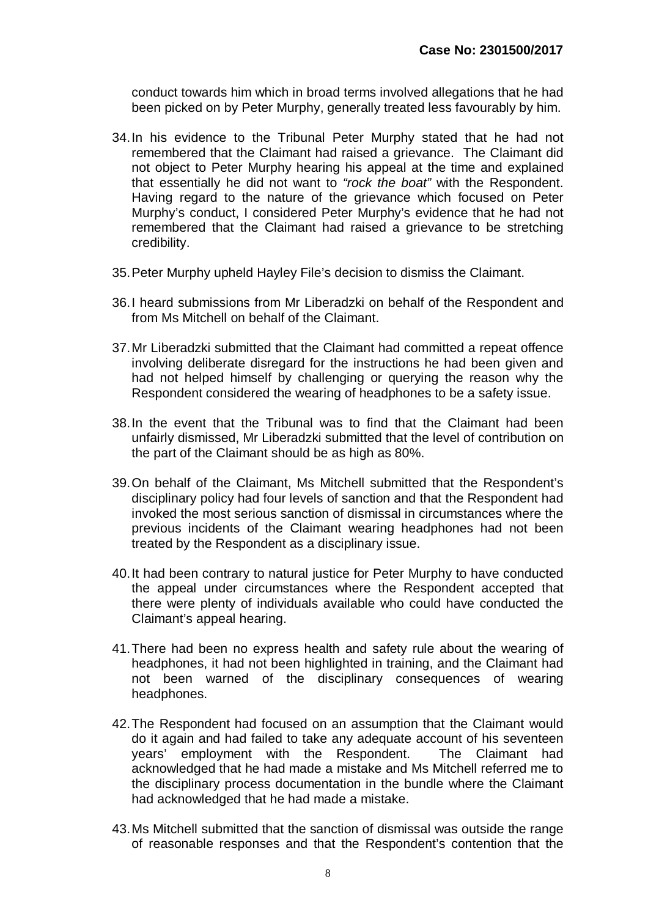conduct towards him which in broad terms involved allegations that he had been picked on by Peter Murphy, generally treated less favourably by him.

34. In his evidence to the Tribunal Peter Murphy stated that he had not remembered that the Claimant had raised a grievance. The Claimant did not object to Peter Murphy hearing his appeal at the time and explained that essentially he did not want to *"rock the boat"* with the Respondent. Having regard to the nature of the grievance which focused on Peter Murphy's conduct, I considered Peter Murphy's evidence that he had not remembered that the Claimant had raised a grievance to be stretching credibility.

35. Peter Murphy upheld Hayley File's decision to dismiss the Claimant.

36. I heard submissions from Mr Liberadzki on behalf of the Respondent and from Ms Mitchell on behalf of the Claimant.

37. Mr Liberadzki submitted that the Claimant had committed a repeat offence involving deliberate disregard for the instructions he had been given and had not helped himself by challenging or querying the reason why the Respondent considered the wearing of headphones to be a safety issue.

38. In the event that the Tribunal was to find that the Claimant had been unfairly dismissed, Mr Liberadzki submitted that the level of contribution on the part of the Claimant should be as high as 80%.

39. On behalf of the Claimant, Ms Mitchell submitted that the Respondent's disciplinary policy had four levels of sanction and that the Respondent had invoked the most serious sanction of dismissal in circumstances where the previous incidents of the Claimant wearing headphones had not been treated by the Respondent as a disciplinary issue.

40. It had been contrary to natural justice for Peter Murphy to have conducted the appeal under circumstances where the Respondent accepted that there were plenty of individuals available who could have conducted the Claimant's appeal hearing.

41. There had been no express health and safety rule about the wearing of headphones, it had not been highlighted in training, and the Claimant had not been warned of the disciplinary consequences of wearing headphones.

42. The Respondent had focused on an assumption that the Claimant would do it again and had failed to take any adequate account of his seventeen years' employment with the Respondent. The Claimant had acknowledged that he had made a mistake and Ms Mitchell referred me to the disciplinary process documentation in the bundle where the Claimant had acknowledged that he had made a mistake.

43. Ms Mitchell submitted that the sanction of dismissal was outside the range of reasonable responses and that the Respondent's contention that the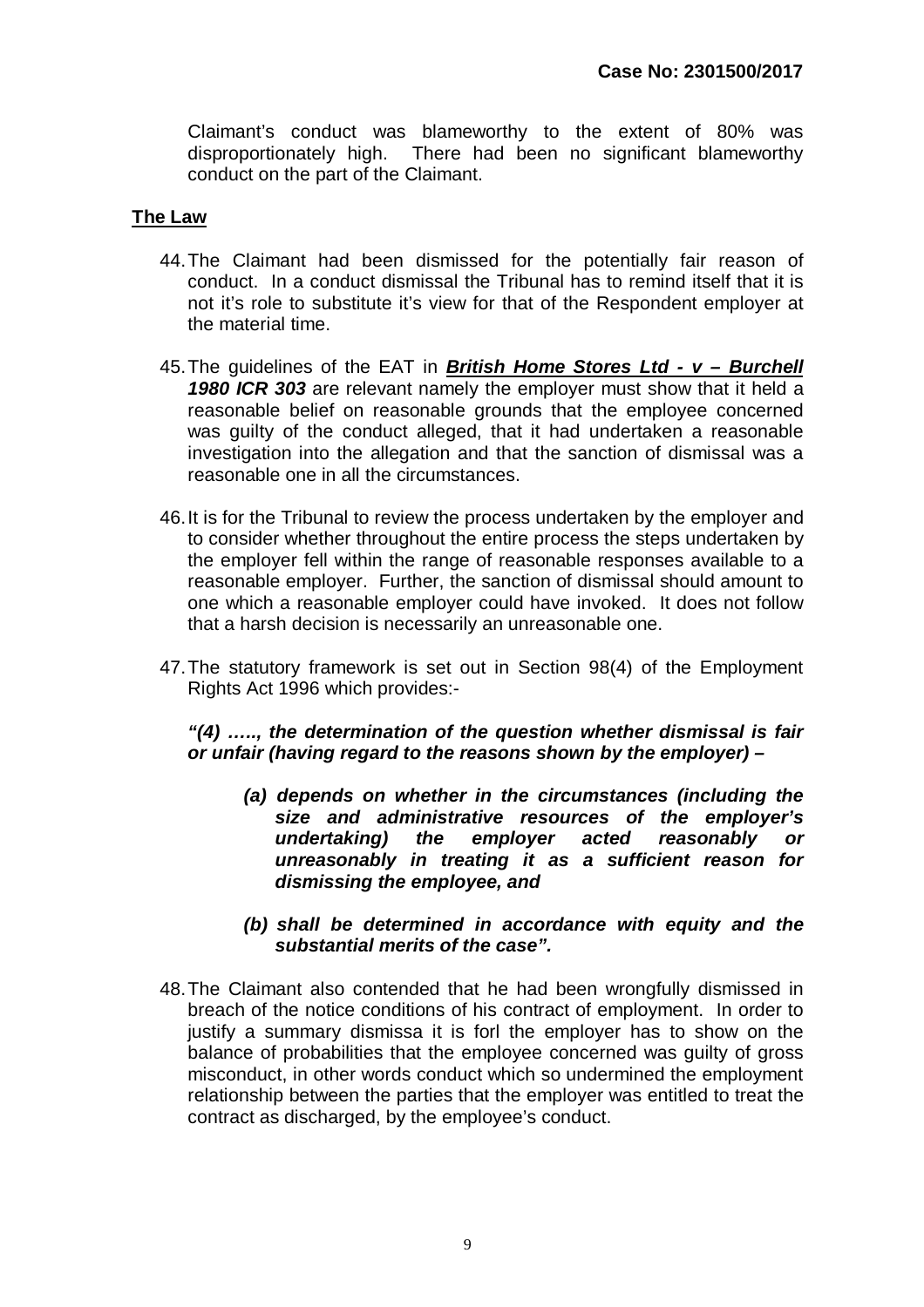Claimant's conduct was blameworthy to the extent of 80% was disproportionately high. There had been no significant blameworthy conduct on the part of the Claimant.

**The Law**

44. The Claimant had been dismissed for the potentially fair reason of conduct. In a conduct dismissal the Tribunal has to remind itself that it is not it's role to substitute it's view for that of the Respondent employer at the material time.

45. The guidelines of the EAT in ***British Home Stores Ltd - v – Burchell 1980 ICR 303*** are relevant namely the employer must show that it held a reasonable belief on reasonable grounds that the employee concerned was guilty of the conduct alleged, that it had undertaken a reasonable investigation into the allegation and that the sanction of dismissal was a reasonable one in all the circumstances.

46. It is for the Tribunal to review the process undertaken by the employer and to consider whether throughout the entire process the steps undertaken by the employer fell within the range of reasonable responses available to a reasonable employer. Further, the sanction of dismissal should amount to one which a reasonable employer could have invoked. It does not follow that a harsh decision is necessarily an unreasonable one.

47. The statutory framework is set out in Section 98(4) of the Employment Rights Act 1996 which provides:-

***"(4) ….., the determination of the question whether dismissal is fair or unfair (having regard to the reasons shown by the employer) –***

> ***(a) depends on whether in the circumstances (including the size and administrative resources of the employer's undertaking) the employer acted reasonably or unreasonably in treating it as a sufficient reason for dismissing the employee, and***
>
> ***(b) shall be determined in accordance with equity and the substantial merits of the case".***

48. The Claimant also contended that he had been wrongfully dismissed in breach of the notice conditions of his contract of employment. In order to justify a summary dismissa it is forl the employer has to show on the balance of probabilities that the employee concerned was guilty of gross misconduct, in other words conduct which so undermined the employment relationship between the parties that the employer was entitled to treat the contract as discharged, by the employee's conduct.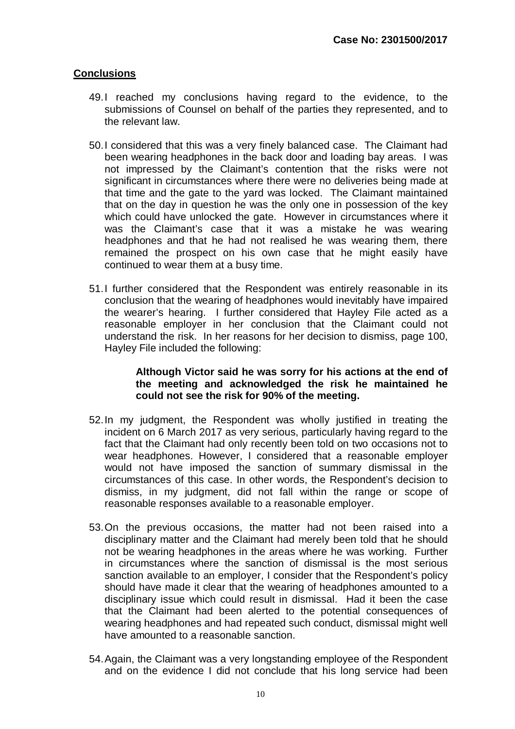Case No: 2301500/2017

## Conclusions

49. I reached my conclusions having regard to the evidence, to the submissions of Counsel on behalf of the parties they represented, and to the relevant law.

50. I considered that this was a very finely balanced case. The Claimant had been wearing headphones in the back door and loading bay areas. I was not impressed by the Claimant's contention that the risks were not significant in circumstances where there were no deliveries being made at that time and the gate to the yard was locked. The Claimant maintained that on the day in question he was the only one in possession of the key which could have unlocked the gate. However in circumstances where it was the Claimant's case that it was a mistake he was wearing headphones and that he had not realised he was wearing them, there remained the prospect on his own case that he might easily have continued to wear them at a busy time.

51. I further considered that the Respondent was entirely reasonable in its conclusion that the wearing of headphones would inevitably have impaired the wearer's hearing. I further considered that Hayley File acted as a reasonable employer in her conclusion that the Claimant could not understand the risk. In her reasons for her decision to dismiss, page 100, Hayley File included the following:

> **Although Victor said he was sorry for his actions at the end of the meeting and acknowledged the risk he maintained he could not see the risk for 90% of the meeting.**

52. In my judgment, the Respondent was wholly justified in treating the incident on 6 March 2017 as very serious, particularly having regard to the fact that the Claimant had only recently been told on two occasions not to wear headphones. However, I considered that a reasonable employer would not have imposed the sanction of summary dismissal in the circumstances of this case. In other words, the Respondent's decision to dismiss, in my judgment, did not fall within the range or scope of reasonable responses available to a reasonable employer.

53. On the previous occasions, the matter had not been raised into a disciplinary matter and the Claimant had merely been told that he should not be wearing headphones in the areas where he was working. Further in circumstances where the sanction of dismissal is the most serious sanction available to an employer, I consider that the Respondent's policy should have made it clear that the wearing of headphones amounted to a disciplinary issue which could result in dismissal. Had it been the case that the Claimant had been alerted to the potential consequences of wearing headphones and had repeated such conduct, dismissal might well have amounted to a reasonable sanction.

54. Again, the Claimant was a very longstanding employee of the Respondent and on the evidence I did not conclude that his long service had been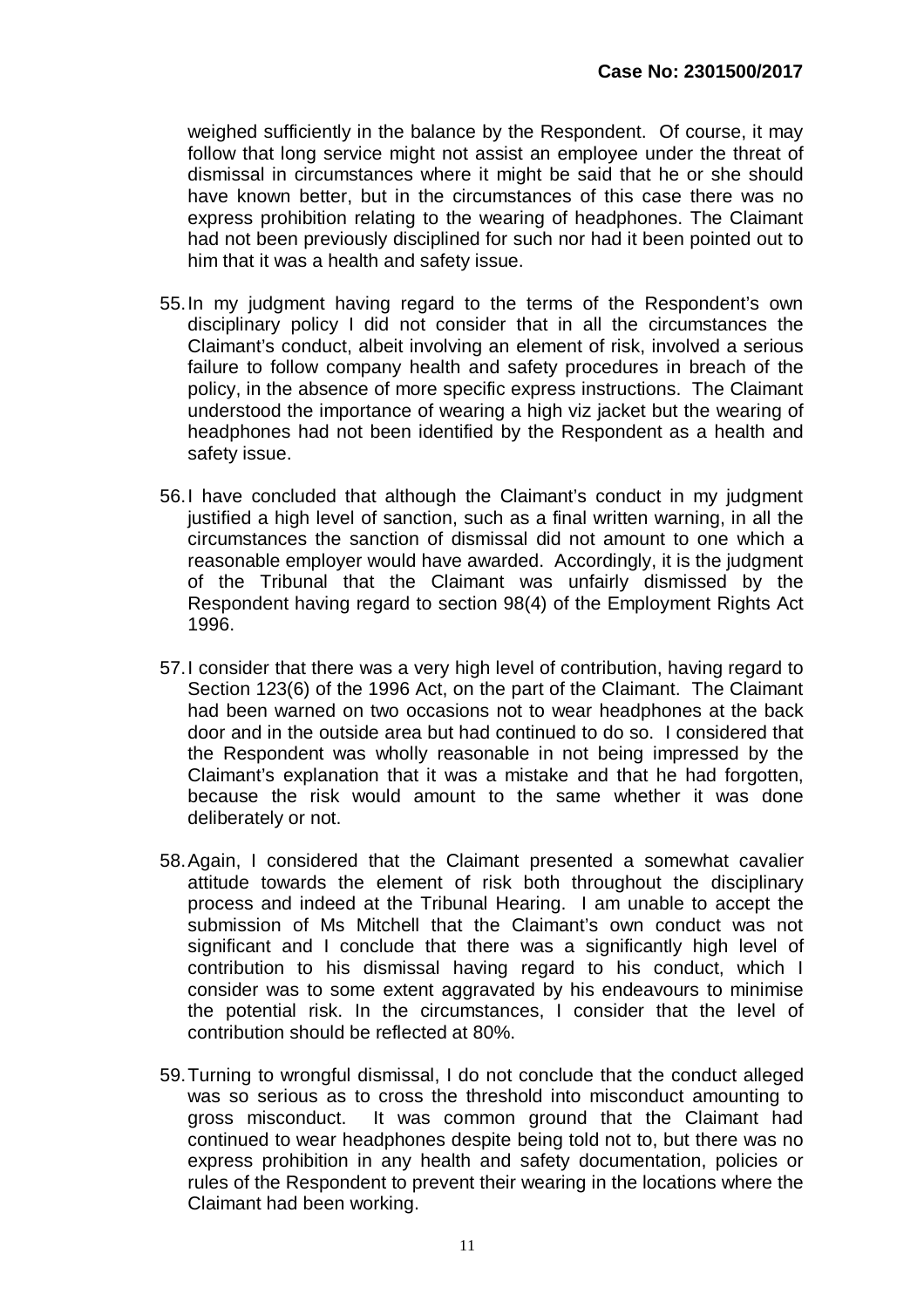weighed sufficiently in the balance by the Respondent. Of course, it may follow that long service might not assist an employee under the threat of dismissal in circumstances where it might be said that he or she should have known better, but in the circumstances of this case there was no express prohibition relating to the wearing of headphones. The Claimant had not been previously disciplined for such nor had it been pointed out to him that it was a health and safety issue.

55. In my judgment having regard to the terms of the Respondent's own disciplinary policy I did not consider that in all the circumstances the Claimant's conduct, albeit involving an element of risk, involved a serious failure to follow company health and safety procedures in breach of the policy, in the absence of more specific express instructions. The Claimant understood the importance of wearing a high viz jacket but the wearing of headphones had not been identified by the Respondent as a health and safety issue.

56. I have concluded that although the Claimant's conduct in my judgment justified a high level of sanction, such as a final written warning, in all the circumstances the sanction of dismissal did not amount to one which a reasonable employer would have awarded. Accordingly, it is the judgment of the Tribunal that the Claimant was unfairly dismissed by the Respondent having regard to section 98(4) of the Employment Rights Act 1996.

57. I consider that there was a very high level of contribution, having regard to Section 123(6) of the 1996 Act, on the part of the Claimant. The Claimant had been warned on two occasions not to wear headphones at the back door and in the outside area but had continued to do so. I considered that the Respondent was wholly reasonable in not being impressed by the Claimant's explanation that it was a mistake and that he had forgotten, because the risk would amount to the same whether it was done deliberately or not.

58. Again, I considered that the Claimant presented a somewhat cavalier attitude towards the element of risk both throughout the disciplinary process and indeed at the Tribunal Hearing. I am unable to accept the submission of Ms Mitchell that the Claimant's own conduct was not significant and I conclude that there was a significantly high level of contribution to his dismissal having regard to his conduct, which I consider was to some extent aggravated by his endeavours to minimise the potential risk. In the circumstances, I consider that the level of contribution should be reflected at 80%.

59. Turning to wrongful dismissal, I do not conclude that the conduct alleged was so serious as to cross the threshold into misconduct amounting to gross misconduct. It was common ground that the Claimant had continued to wear headphones despite being told not to, but there was no express prohibition in any health and safety documentation, policies or rules of the Respondent to prevent their wearing in the locations where the Claimant had been working.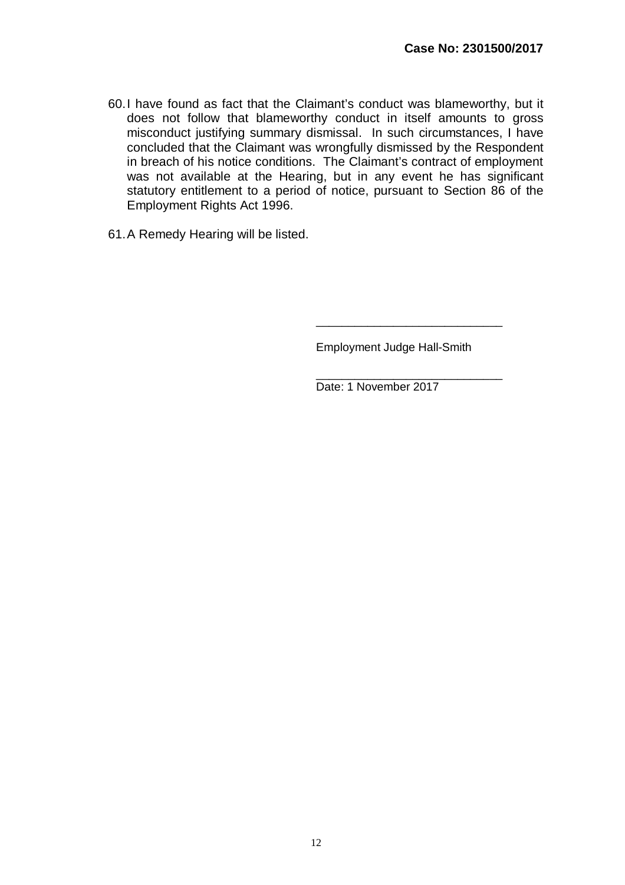60. I have found as fact that the Claimant's conduct was blameworthy, but it does not follow that blameworthy conduct in itself amounts to gross misconduct justifying summary dismissal. In such circumstances, I have concluded that the Claimant was wrongfully dismissed by the Respondent in breach of his notice conditions. The Claimant's contract of employment was not available at the Hearing, but in any event he has significant statutory entitlement to a period of notice, pursuant to Section 86 of the Employment Rights Act 1996.

61. A Remedy Hearing will be listed.

Employment Judge Hall-Smith

Date: 1 November 2017